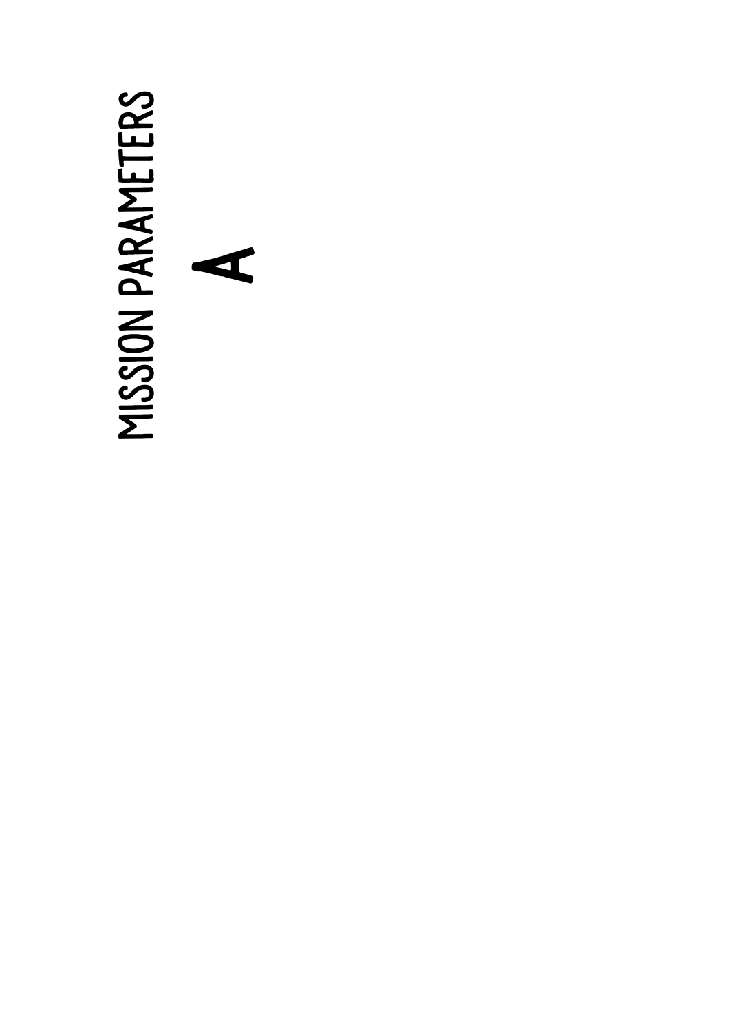# MISSION PARAMETERS

# A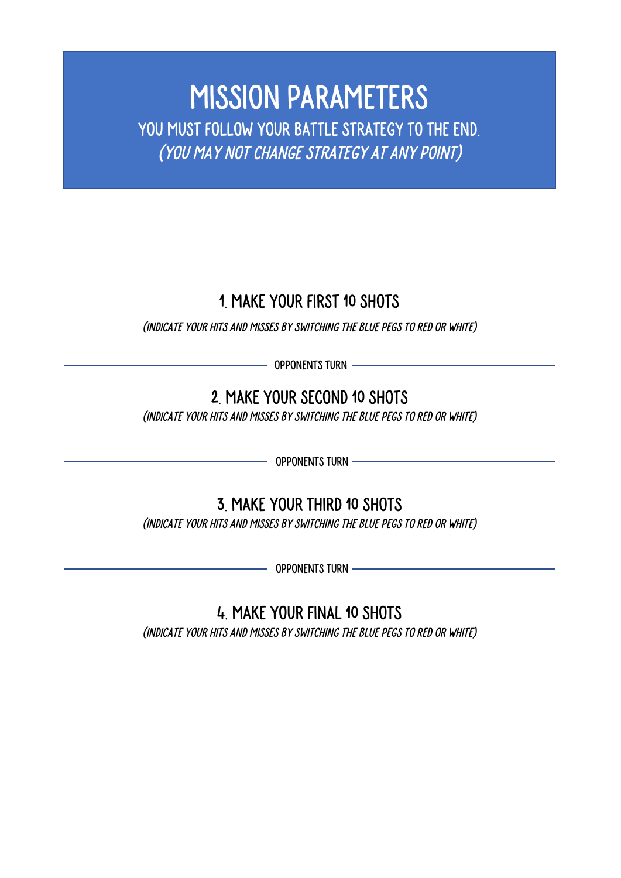# MISSION PARAMETERS

YOU MUST FOLLOW YOUR BATTLE STRATEGY TO THE END.

*(YOU MAY NOT CHANGE STRATEGY AT ANY POINT)*

## 1. MAKE YOUR FIRST 10 SHOTS

*(INDICATE YOUR HITS AND MISSES BY SWITCHING THE BLUE PEGS TO RED OR WHITE)*

---

OPPONENTS TURN

---

## 2. MAKE YOUR SECOND 10 SHOTS

*(INDICATE YOUR HITS AND MISSES BY SWITCHING THE BLUE PEGS TO RED OR WHITE)*

---

OPPONENTS TURN

---

## 3. MAKE YOUR THIRD 10 SHOTS

*(INDICATE YOUR HITS AND MISSES BY SWITCHING THE BLUE PEGS TO RED OR WHITE)*

---

OPPONENTS TURN

---

## 4. MAKE YOUR FINAL 10 SHOTS

*(INDICATE YOUR HITS AND MISSES BY SWITCHING THE BLUE PEGS TO RED OR WHITE)*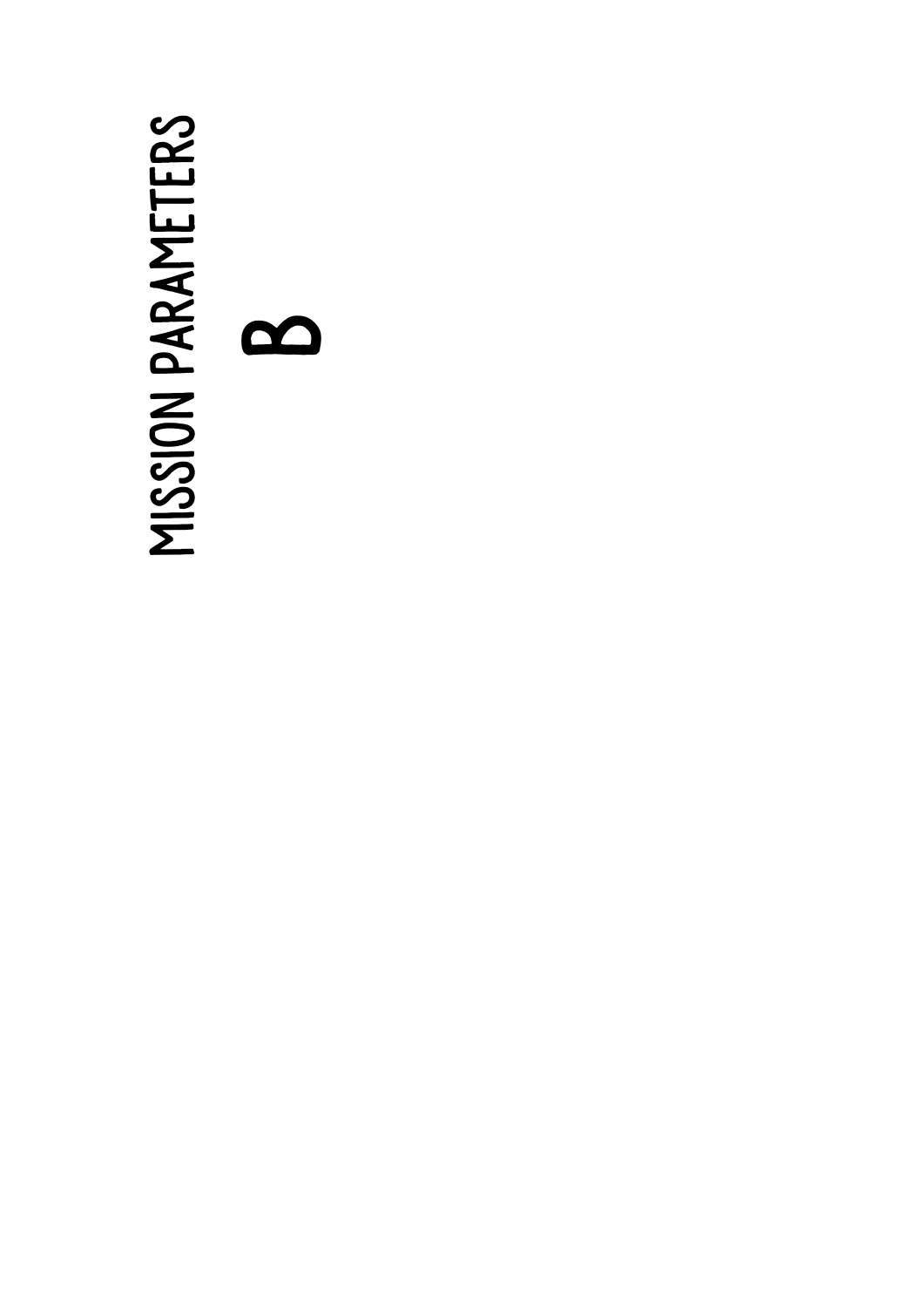# MISSION PARAMETERS

# B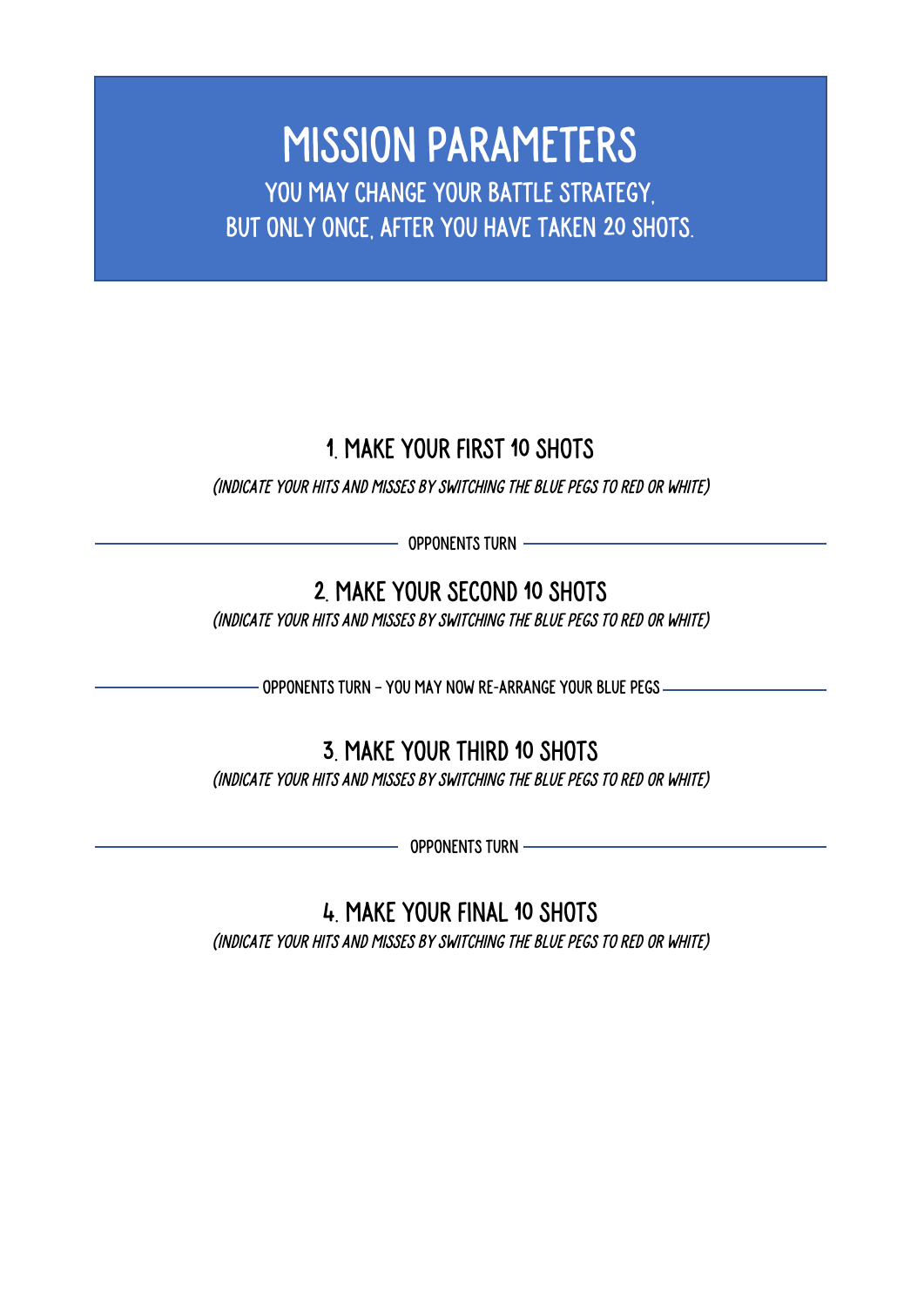# MISSION PARAMETERS

YOU MAY CHANGE YOUR BATTLE STRATEGY,
BUT ONLY ONCE, AFTER YOU HAVE TAKEN 20 SHOTS.

## 1. MAKE YOUR FIRST 10 SHOTS

*(INDICATE YOUR HITS AND MISSES BY SWITCHING THE BLUE PEGS TO RED OR WHITE)*

OPPONENTS TURN

## 2. MAKE YOUR SECOND 10 SHOTS

*(INDICATE YOUR HITS AND MISSES BY SWITCHING THE BLUE PEGS TO RED OR WHITE)*

OPPONENTS TURN – YOU MAY NOW RE-ARRANGE YOUR BLUE PEGS

## 3. MAKE YOUR THIRD 10 SHOTS

*(INDICATE YOUR HITS AND MISSES BY SWITCHING THE BLUE PEGS TO RED OR WHITE)*

OPPONENTS TURN

## 4. MAKE YOUR FINAL 10 SHOTS

*(INDICATE YOUR HITS AND MISSES BY SWITCHING THE BLUE PEGS TO RED OR WHITE)*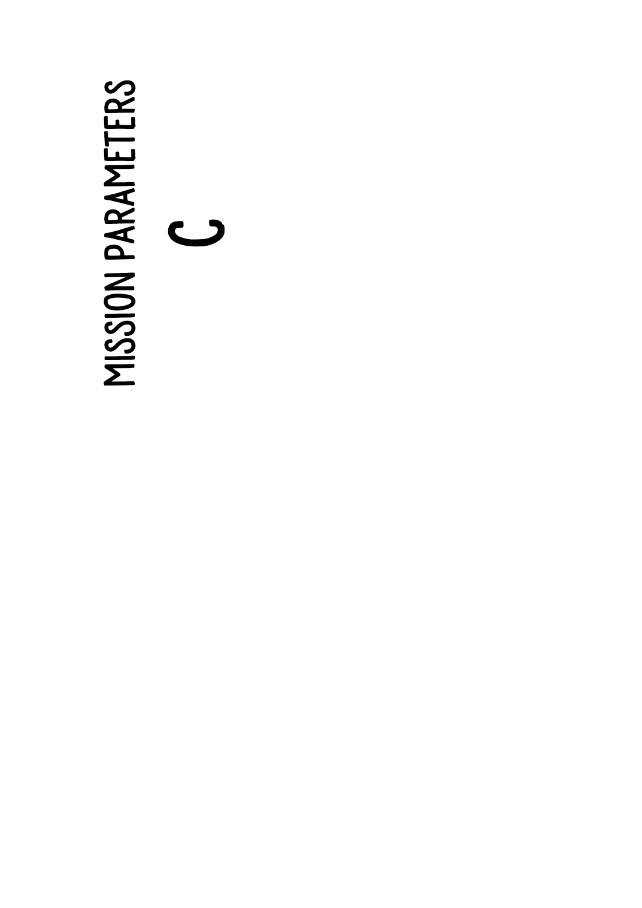# MISSION PARAMETERS

## C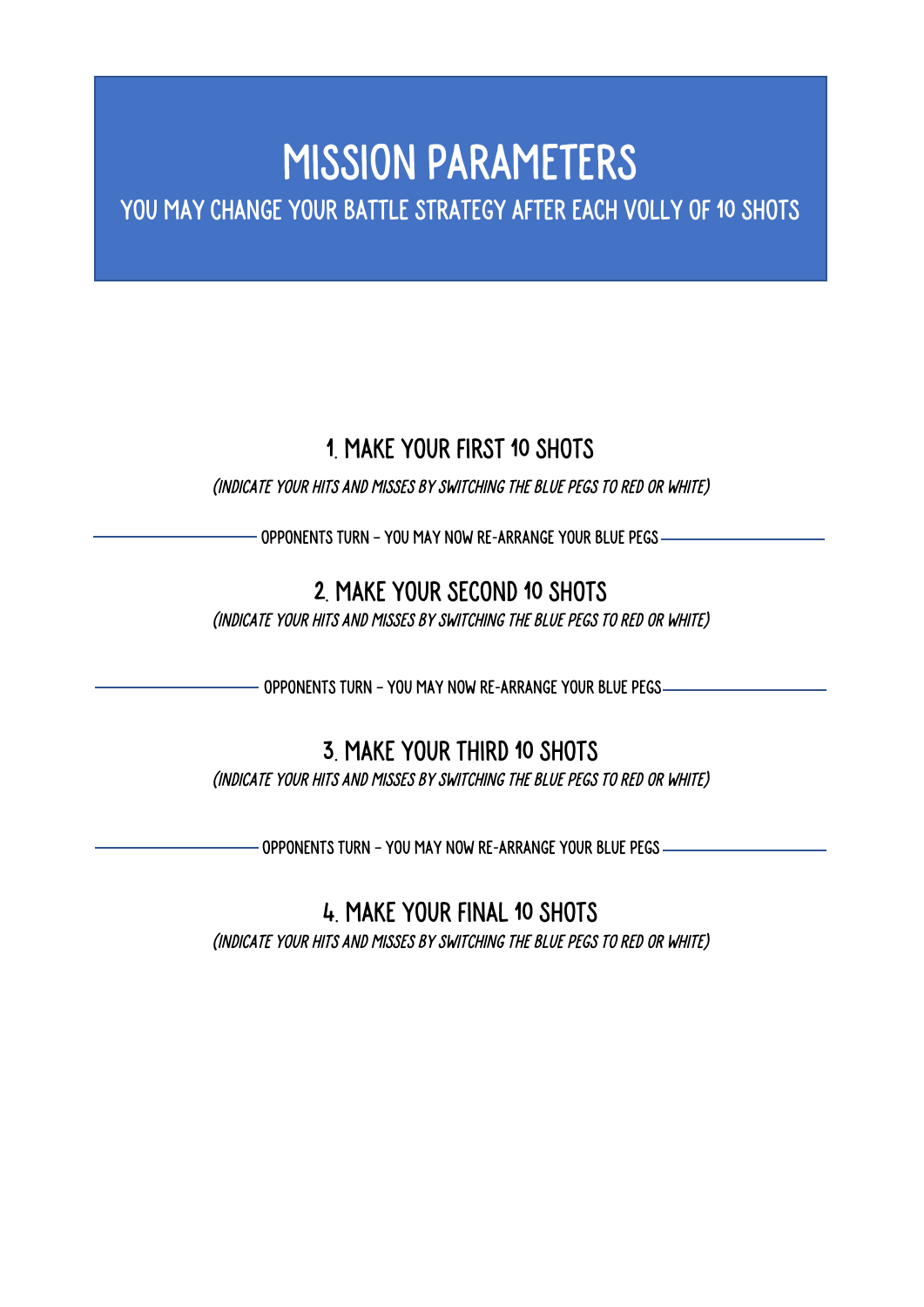# MISSION PARAMETERS

## YOU MAY CHANGE YOUR BATTLE STRATEGY AFTER EACH VOLLY OF 10 SHOTS

### 1. MAKE YOUR FIRST 10 SHOTS

*(INDICATE YOUR HITS AND MISSES BY SWITCHING THE BLUE PEGS TO RED OR WHITE)*

OPPONENTS TURN – YOU MAY NOW RE-ARRANGE YOUR BLUE PEGS

### 2. MAKE YOUR SECOND 10 SHOTS

*(INDICATE YOUR HITS AND MISSES BY SWITCHING THE BLUE PEGS TO RED OR WHITE)*

OPPONENTS TURN – YOU MAY NOW RE-ARRANGE YOUR BLUE PEGS

### 3. MAKE YOUR THIRD 10 SHOTS

*(INDICATE YOUR HITS AND MISSES BY SWITCHING THE BLUE PEGS TO RED OR WHITE)*

OPPONENTS TURN – YOU MAY NOW RE-ARRANGE YOUR BLUE PEGS

### 4. MAKE YOUR FINAL 10 SHOTS

*(INDICATE YOUR HITS AND MISSES BY SWITCHING THE BLUE PEGS TO RED OR WHITE)*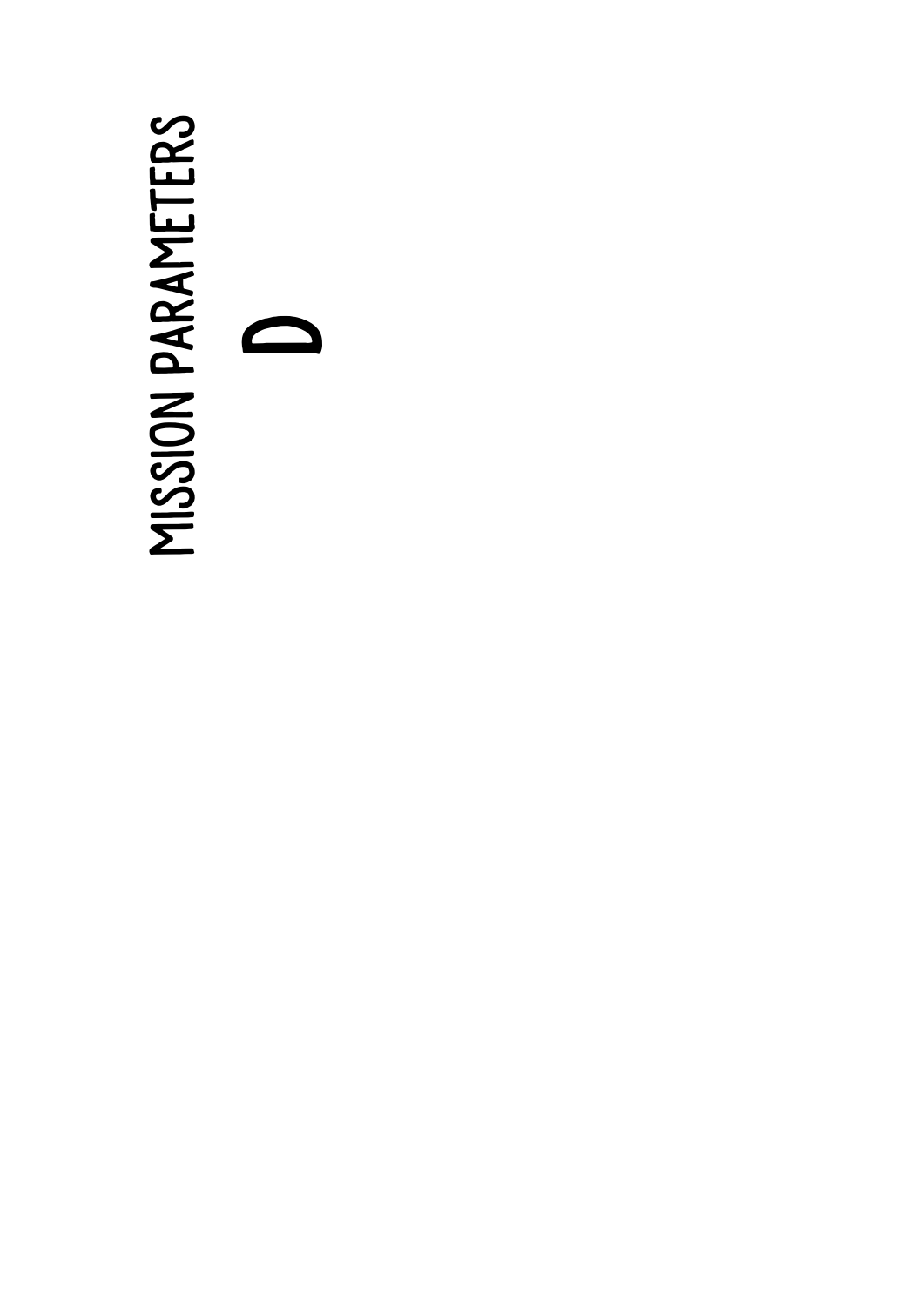# MISSION PARAMETERS

# D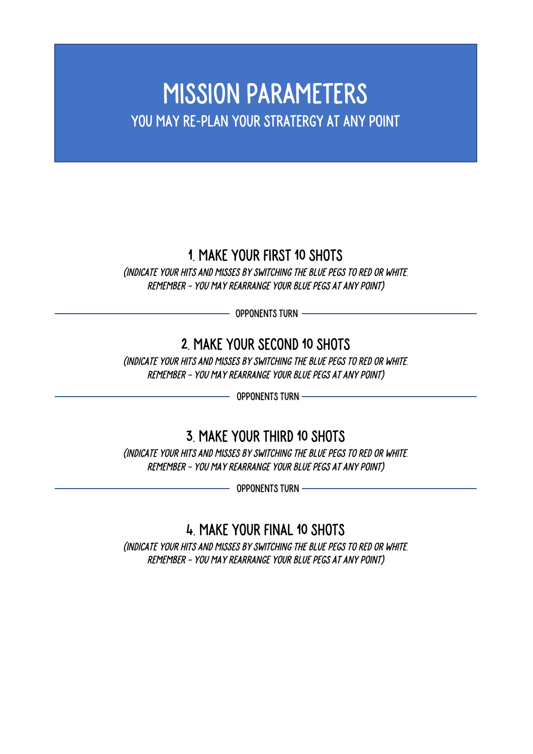# MISSION PARAMETERS

## YOU MAY RE-PLAN YOUR STRATERGY AT ANY POINT

### 1. MAKE YOUR FIRST 10 SHOTS

*(INDICATE YOUR HITS AND MISSES BY SWITCHING THE BLUE PEGS TO RED OR WHITE. REMEMBER – YOU MAY REARRANGE YOUR BLUE PEGS AT ANY POINT)*

OPPONENTS TURN

### 2. MAKE YOUR SECOND 10 SHOTS

*(INDICATE YOUR HITS AND MISSES BY SWITCHING THE BLUE PEGS TO RED OR WHITE. REMEMBER – YOU MAY REARRANGE YOUR BLUE PEGS AT ANY POINT)*

OPPONENTS TURN

### 3. MAKE YOUR THIRD 10 SHOTS

*(INDICATE YOUR HITS AND MISSES BY SWITCHING THE BLUE PEGS TO RED OR WHITE. REMEMBER – YOU MAY REARRANGE YOUR BLUE PEGS AT ANY POINT)*

OPPONENTS TURN

### 4. MAKE YOUR FINAL 10 SHOTS

*(INDICATE YOUR HITS AND MISSES BY SWITCHING THE BLUE PEGS TO RED OR WHITE. REMEMBER – YOU MAY REARRANGE YOUR BLUE PEGS AT ANY POINT)*